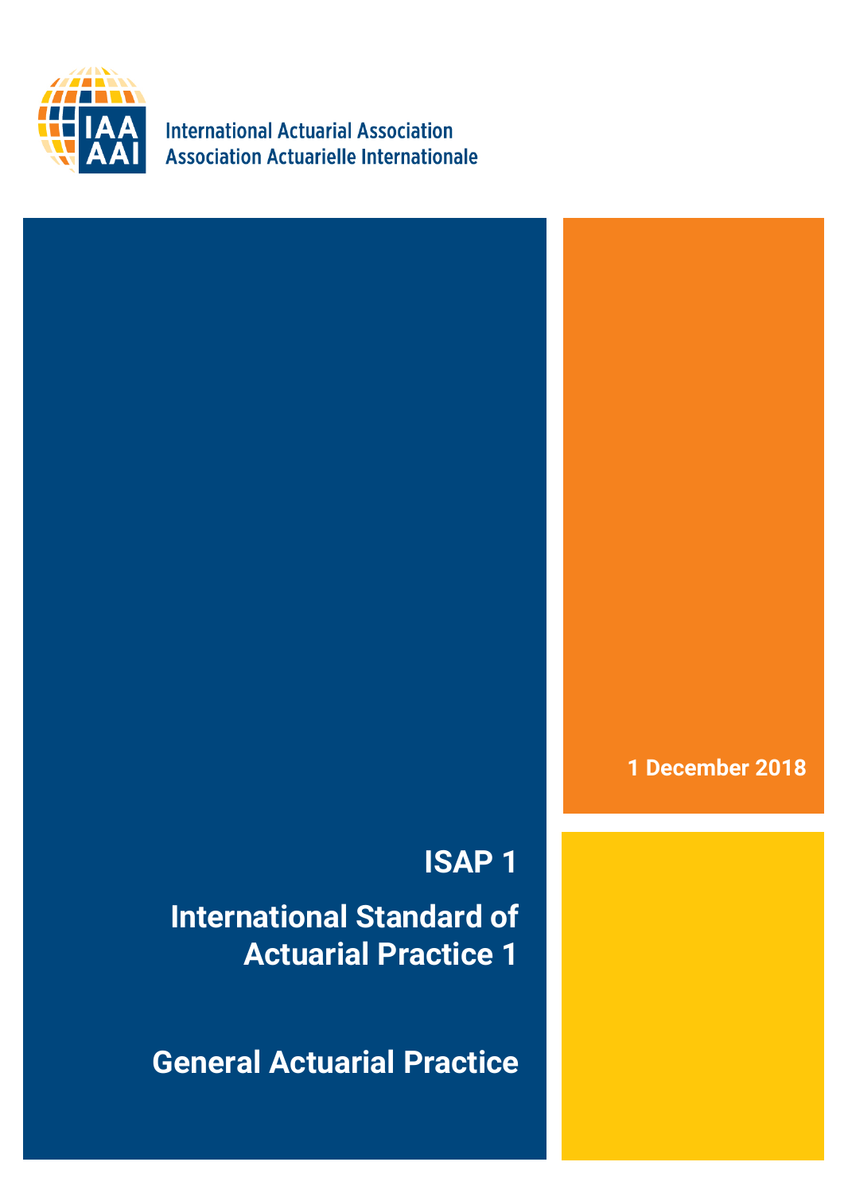International Actuarial Association
Association Actuarielle Internationale

1 December 2018

# ISAP 1

# International Standard of Actuarial Practice 1

# General Actuarial Practice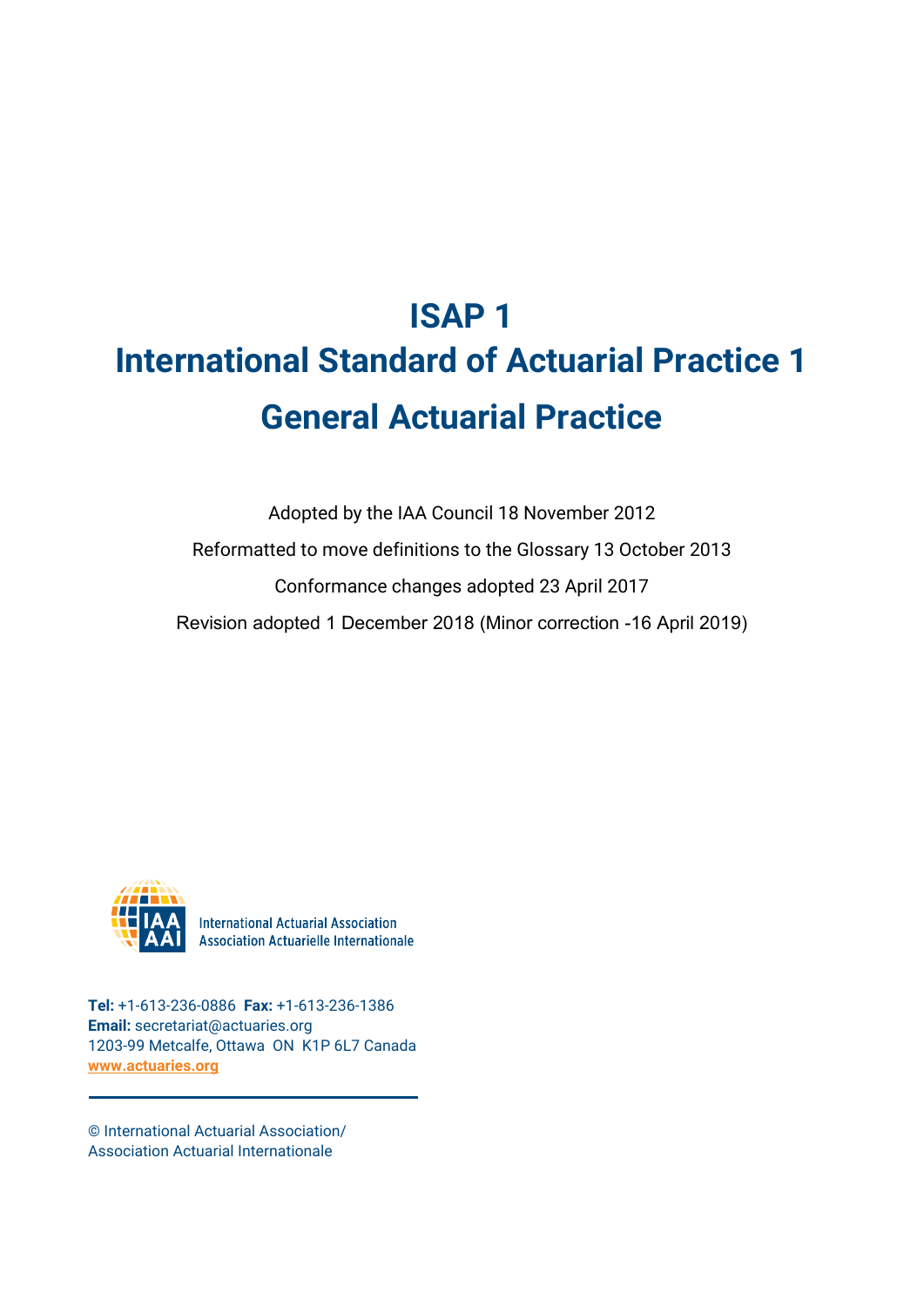# ISAP 1

# International Standard of Actuarial Practice 1

# General Actuarial Practice

Adopted by the IAA Council 18 November 2012

Reformatted to move definitions to the Glossary 13 October 2013

Conformance changes adopted 23 April 2017

Revision adopted 1 December 2018 (Minor correction -16 April 2019)

International Actuarial Association
Association Actuarielle Internationale

**Tel:** +1-613-236-0886 **Fax:** +1-613-236-1386
**Email:** secretariat@actuaries.org
1203-99 Metcalfe, Ottawa ON K1P 6L7 Canada
www.actuaries.org

© International Actuarial Association/
Association Actuarial Internationale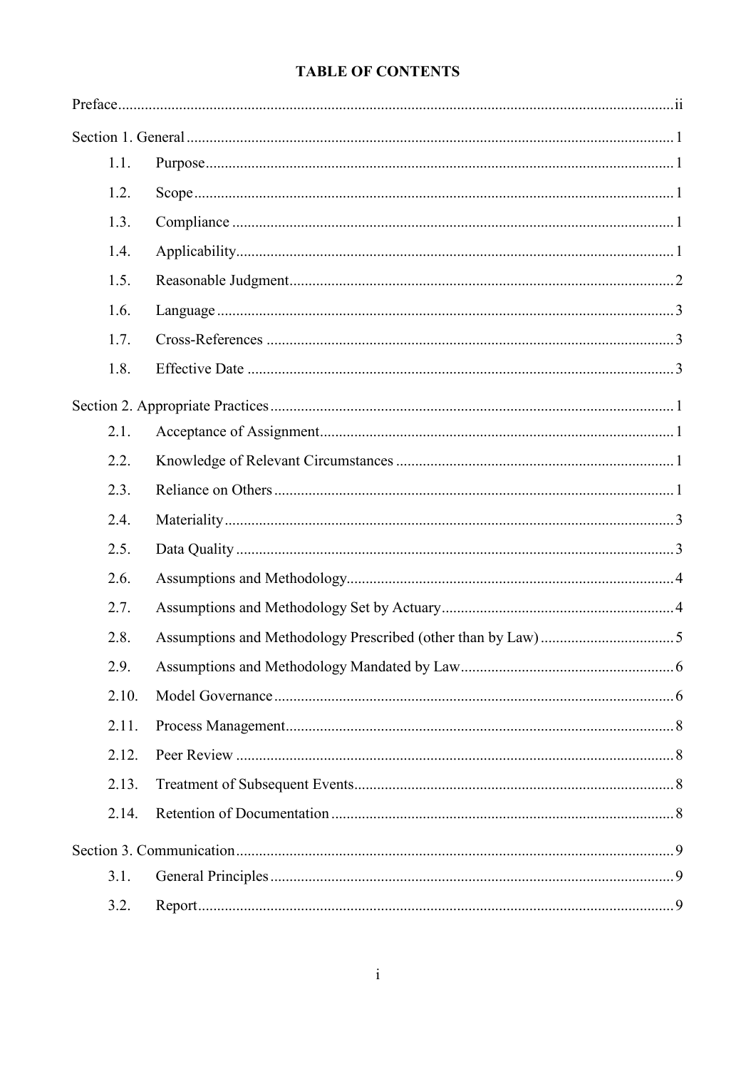# TABLE OF CONTENTS

Preface .......... ii

Section 1. General .......... 1

- 1.1. Purpose .......... 1
- 1.2. Scope .......... 1
- 1.3. Compliance .......... 1
- 1.4. Applicability .......... 1
- 1.5. Reasonable Judgment .......... 2
- 1.6. Language .......... 3
- 1.7. Cross-References .......... 3
- 1.8. Effective Date .......... 3

Section 2. Appropriate Practices .......... 1

- 2.1. Acceptance of Assignment .......... 1
- 2.2. Knowledge of Relevant Circumstances .......... 1
- 2.3. Reliance on Others .......... 1
- 2.4. Materiality .......... 3
- 2.5. Data Quality .......... 3
- 2.6. Assumptions and Methodology .......... 4
- 2.7. Assumptions and Methodology Set by Actuary .......... 4
- 2.8. Assumptions and Methodology Prescribed (other than by Law) .......... 5
- 2.9. Assumptions and Methodology Mandated by Law .......... 6
- 2.10. Model Governance .......... 6
- 2.11. Process Management .......... 8
- 2.12. Peer Review .......... 8
- 2.13. Treatment of Subsequent Events .......... 8
- 2.14. Retention of Documentation .......... 8

Section 3. Communication .......... 9

- 3.1. General Principles .......... 9
- 3.2. Report .......... 9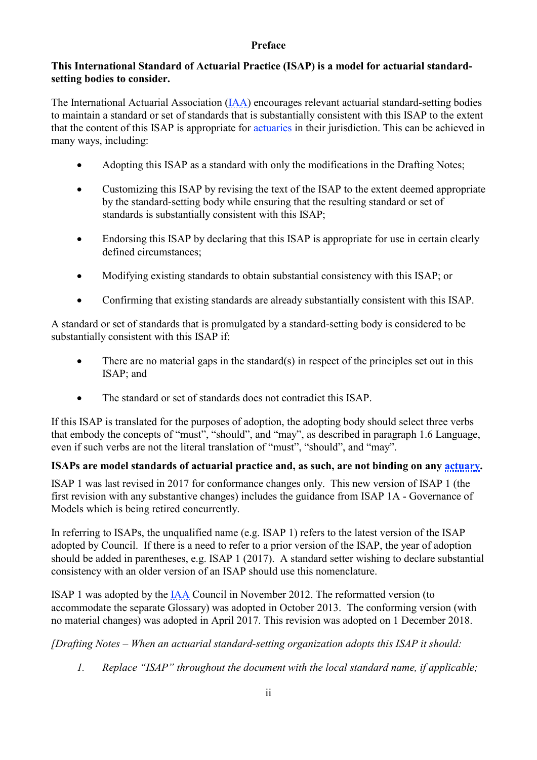## Preface

**This International Standard of Actuarial Practice (ISAP) is a model for actuarial standard-setting bodies to consider.**

The International Actuarial Association (IAA) encourages relevant actuarial standard-setting bodies to maintain a standard or set of standards that is substantially consistent with this ISAP to the extent that the content of this ISAP is appropriate for actuaries in their jurisdiction. This can be achieved in many ways, including:

- Adopting this ISAP as a standard with only the modifications in the Drafting Notes;
- Customizing this ISAP by revising the text of the ISAP to the extent deemed appropriate by the standard-setting body while ensuring that the resulting standard or set of standards is substantially consistent with this ISAP;
- Endorsing this ISAP by declaring that this ISAP is appropriate for use in certain clearly defined circumstances;
- Modifying existing standards to obtain substantial consistency with this ISAP; or
- Confirming that existing standards are already substantially consistent with this ISAP.

A standard or set of standards that is promulgated by a standard-setting body is considered to be substantially consistent with this ISAP if:

- There are no material gaps in the standard(s) in respect of the principles set out in this ISAP; and
- The standard or set of standards does not contradict this ISAP.

If this ISAP is translated for the purposes of adoption, the adopting body should select three verbs that embody the concepts of "must", "should", and "may", as described in paragraph 1.6 Language, even if such verbs are not the literal translation of "must", "should", and "may".

**ISAPs are model standards of actuarial practice and, as such, are not binding on any actuary.**

ISAP 1 was last revised in 2017 for conformance changes only. This new version of ISAP 1 (the first revision with any substantive changes) includes the guidance from ISAP 1A - Governance of Models which is being retired concurrently.

In referring to ISAPs, the unqualified name (e.g. ISAP 1) refers to the latest version of the ISAP adopted by Council. If there is a need to refer to a prior version of the ISAP, the year of adoption should be added in parentheses, e.g. ISAP 1 (2017). A standard setter wishing to declare substantial consistency with an older version of an ISAP should use this nomenclature.

ISAP 1 was adopted by the IAA Council in November 2012. The reformatted version (to accommodate the separate Glossary) was adopted in October 2013. The conforming version (with no material changes) was adopted in April 2017. This revision was adopted on 1 December 2018.

*[Drafting Notes – When an actuarial standard-setting organization adopts this ISAP it should:*

1. *Replace "ISAP" throughout the document with the local standard name, if applicable;*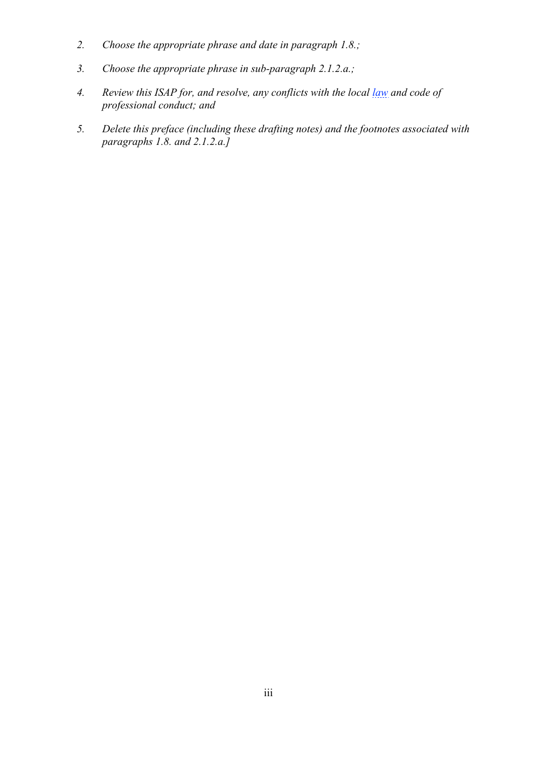2. *Choose the appropriate phrase and date in paragraph 1.8.;*

3. *Choose the appropriate phrase in sub-paragraph 2.1.2.a.;*

4. *Review this ISAP for, and resolve, any conflicts with the local law and code of professional conduct; and*

5. *Delete this preface (including these drafting notes) and the footnotes associated with paragraphs 1.8. and 2.1.2.a.]*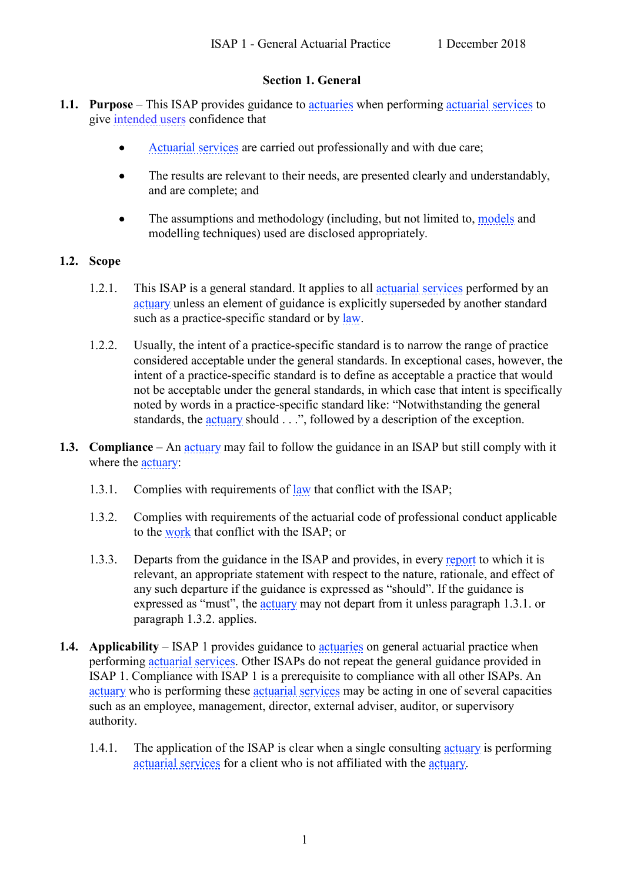## Section 1. General

**1.1. Purpose** – This ISAP provides guidance to actuaries when performing actuarial services to give intended users confidence that

- Actuarial services are carried out professionally and with due care;
- The results are relevant to their needs, are presented clearly and understandably, and are complete; and
- The assumptions and methodology (including, but not limited to, models and modelling techniques) used are disclosed appropriately.

**1.2. Scope**

1.2.1. This ISAP is a general standard. It applies to all actuarial services performed by an actuary unless an element of guidance is explicitly superseded by another standard such as a practice-specific standard or by law.

1.2.2. Usually, the intent of a practice-specific standard is to narrow the range of practice considered acceptable under the general standards. In exceptional cases, however, the intent of a practice-specific standard is to define as acceptable a practice that would not be acceptable under the general standards, in which case that intent is specifically noted by words in a practice-specific standard like: "Notwithstanding the general standards, the actuary should . . .", followed by a description of the exception.

**1.3. Compliance** – An actuary may fail to follow the guidance in an ISAP but still comply with it where the actuary:

1.3.1. Complies with requirements of law that conflict with the ISAP;

1.3.2. Complies with requirements of the actuarial code of professional conduct applicable to the work that conflict with the ISAP; or

1.3.3. Departs from the guidance in the ISAP and provides, in every report to which it is relevant, an appropriate statement with respect to the nature, rationale, and effect of any such departure if the guidance is expressed as "should". If the guidance is expressed as "must", the actuary may not depart from it unless paragraph 1.3.1. or paragraph 1.3.2. applies.

**1.4. Applicability** – ISAP 1 provides guidance to actuaries on general actuarial practice when performing actuarial services. Other ISAPs do not repeat the general guidance provided in ISAP 1. Compliance with ISAP 1 is a prerequisite to compliance with all other ISAPs. An actuary who is performing these actuarial services may be acting in one of several capacities such as an employee, management, director, external adviser, auditor, or supervisory authority.

1.4.1. The application of the ISAP is clear when a single consulting actuary is performing actuarial services for a client who is not affiliated with the actuary.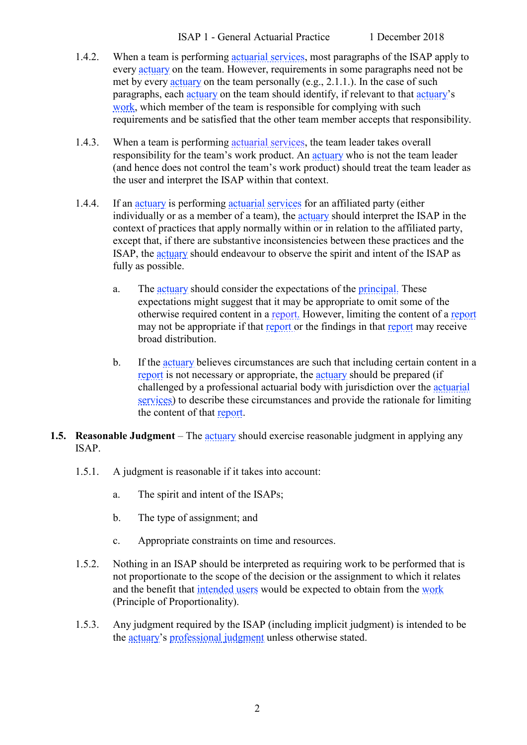1.4.2. When a team is performing actuarial services, most paragraphs of the ISAP apply to every actuary on the team. However, requirements in some paragraphs need not be met by every actuary on the team personally (e.g., 2.1.1.). In the case of such paragraphs, each actuary on the team should identify, if relevant to that actuary's work, which member of the team is responsible for complying with such requirements and be satisfied that the other team member accepts that responsibility.

1.4.3. When a team is performing actuarial services, the team leader takes overall responsibility for the team's work product. An actuary who is not the team leader (and hence does not control the team's work product) should treat the team leader as the user and interpret the ISAP within that context.

1.4.4. If an actuary is performing actuarial services for an affiliated party (either individually or as a member of a team), the actuary should interpret the ISAP in the context of practices that apply normally within or in relation to the affiliated party, except that, if there are substantive inconsistencies between these practices and the ISAP, the actuary should endeavour to observe the spirit and intent of the ISAP as fully as possible.

a. The actuary should consider the expectations of the principal. These expectations might suggest that it may be appropriate to omit some of the otherwise required content in a report. However, limiting the content of a report may not be appropriate if that report or the findings in that report may receive broad distribution.

b. If the actuary believes circumstances are such that including certain content in a report is not necessary or appropriate, the actuary should be prepared (if challenged by a professional actuarial body with jurisdiction over the actuarial services) to describe these circumstances and provide the rationale for limiting the content of that report.

**1.5. Reasonable Judgment** – The actuary should exercise reasonable judgment in applying any ISAP.

1.5.1. A judgment is reasonable if it takes into account:

a. The spirit and intent of the ISAPs;

b. The type of assignment; and

c. Appropriate constraints on time and resources.

1.5.2. Nothing in an ISAP should be interpreted as requiring work to be performed that is not proportionate to the scope of the decision or the assignment to which it relates and the benefit that intended users would be expected to obtain from the work (Principle of Proportionality).

1.5.3. Any judgment required by the ISAP (including implicit judgment) is intended to be the actuary's professional judgment unless otherwise stated.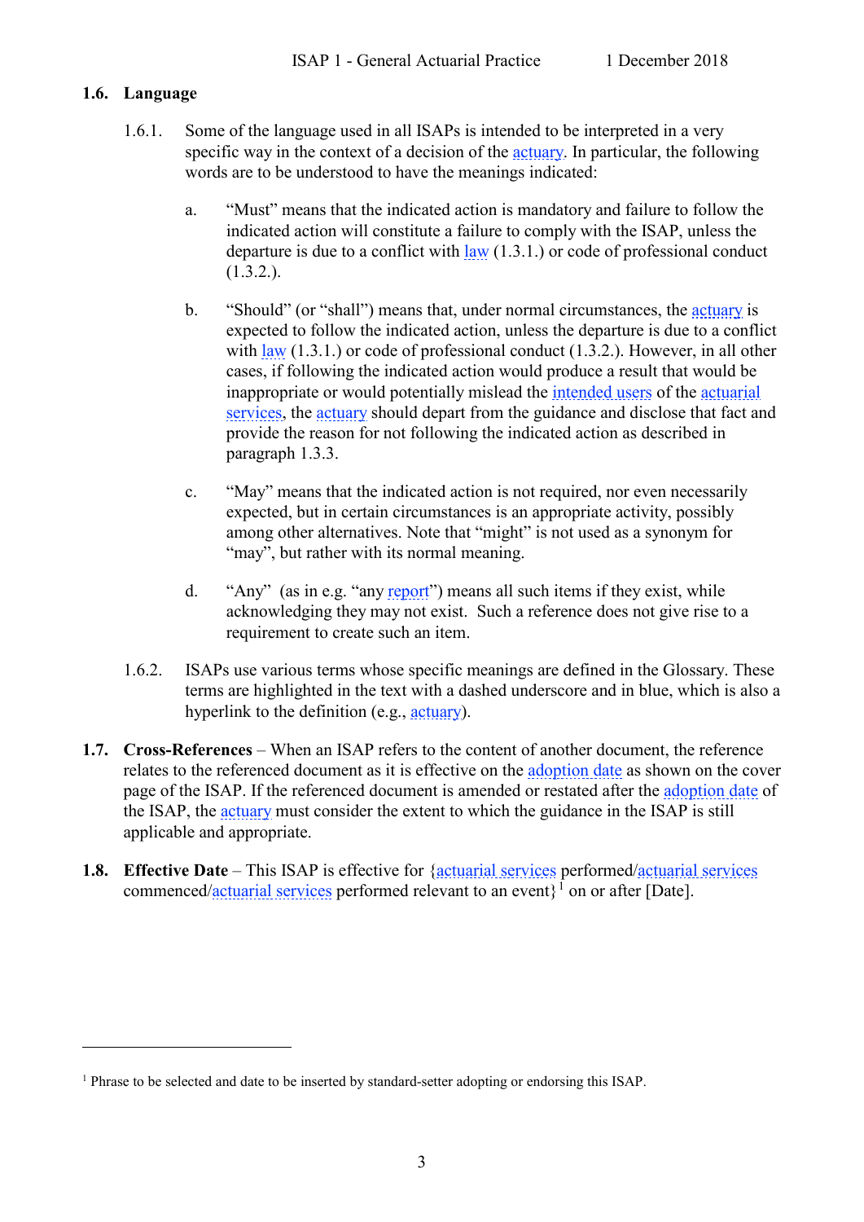## 1.6. Language

1.6.1. Some of the language used in all ISAPs is intended to be interpreted in a very specific way in the context of a decision of the actuary. In particular, the following words are to be understood to have the meanings indicated:

a. "Must" means that the indicated action is mandatory and failure to follow the indicated action will constitute a failure to comply with the ISAP, unless the departure is due to a conflict with law (1.3.1.) or code of professional conduct (1.3.2.).

b. "Should" (or "shall") means that, under normal circumstances, the actuary is expected to follow the indicated action, unless the departure is due to a conflict with law (1.3.1.) or code of professional conduct (1.3.2.). However, in all other cases, if following the indicated action would produce a result that would be inappropriate or would potentially mislead the intended users of the actuarial services, the actuary should depart from the guidance and disclose that fact and provide the reason for not following the indicated action as described in paragraph 1.3.3.

c. "May" means that the indicated action is not required, nor even necessarily expected, but in certain circumstances is an appropriate activity, possibly among other alternatives. Note that "might" is not used as a synonym for "may", but rather with its normal meaning.

d. "Any" (as in e.g. "any report") means all such items if they exist, while acknowledging they may not exist. Such a reference does not give rise to a requirement to create such an item.

1.6.2. ISAPs use various terms whose specific meanings are defined in the Glossary. These terms are highlighted in the text with a dashed underscore and in blue, which is also a hyperlink to the definition (e.g., actuary).

**1.7. Cross-References** – When an ISAP refers to the content of another document, the reference relates to the referenced document as it is effective on the adoption date as shown on the cover page of the ISAP. If the referenced document is amended or restated after the adoption date of the ISAP, the actuary must consider the extent to which the guidance in the ISAP is still applicable and appropriate.

**1.8. Effective Date** – This ISAP is effective for {actuarial services performed/actuarial services commenced/actuarial services performed relevant to an event}[1] on or after [Date].

---

[1] Phrase to be selected and date to be inserted by standard-setter adopting or endorsing this ISAP.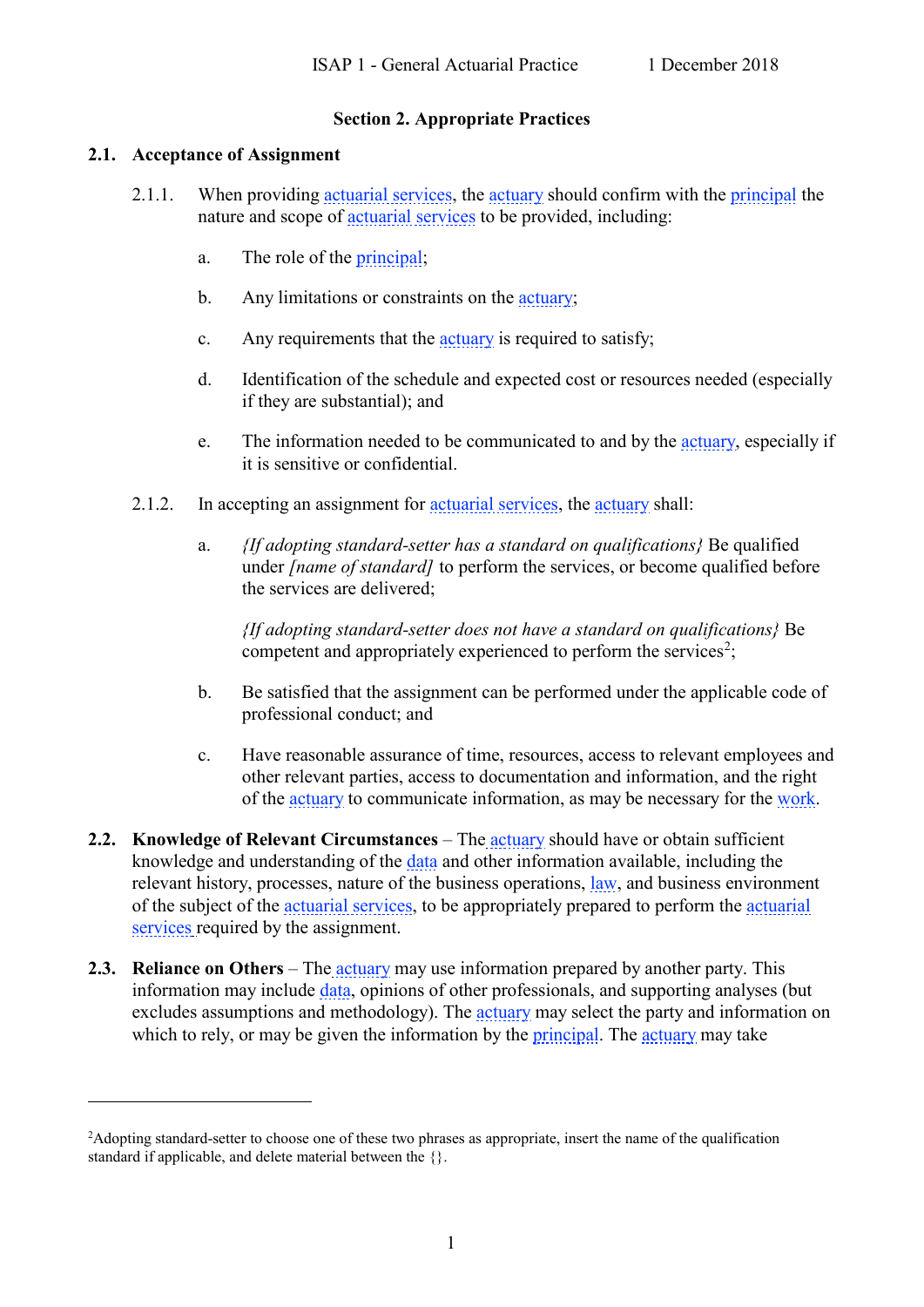## Section 2. Appropriate Practices

### 2.1. Acceptance of Assignment

2.1.1. When providing actuarial services, the actuary should confirm with the principal the nature and scope of actuarial services to be provided, including:

a. The role of the principal;

b. Any limitations or constraints on the actuary;

c. Any requirements that the actuary is required to satisfy;

d. Identification of the schedule and expected cost or resources needed (especially if they are substantial); and

e. The information needed to be communicated to and by the actuary, especially if it is sensitive or confidential.

2.1.2. In accepting an assignment for actuarial services, the actuary shall:

a. *{If adopting standard-setter has a standard on qualifications}* Be qualified under *[name of standard]* to perform the services, or become qualified before the services are delivered;

*{If adopting standard-setter does not have a standard on qualifications}* Be competent and appropriately experienced to perform the services[2];

b. Be satisfied that the assignment can be performed under the applicable code of professional conduct; and

c. Have reasonable assurance of time, resources, access to relevant employees and other relevant parties, access to documentation and information, and the right of the actuary to communicate information, as may be necessary for the work.

**2.2. Knowledge of Relevant Circumstances** – The actuary should have or obtain sufficient knowledge and understanding of the data and other information available, including the relevant history, processes, nature of the business operations, law, and business environment of the subject of the actuarial services, to be appropriately prepared to perform the actuarial services required by the assignment.

**2.3. Reliance on Others** – The actuary may use information prepared by another party. This information may include data, opinions of other professionals, and supporting analyses (but excludes assumptions and methodology). The actuary may select the party and information on which to rely, or may be given the information by the principal. The actuary may take

[2]Adopting standard-setter to choose one of these two phrases as appropriate, insert the name of the qualification standard if applicable, and delete material between the {}.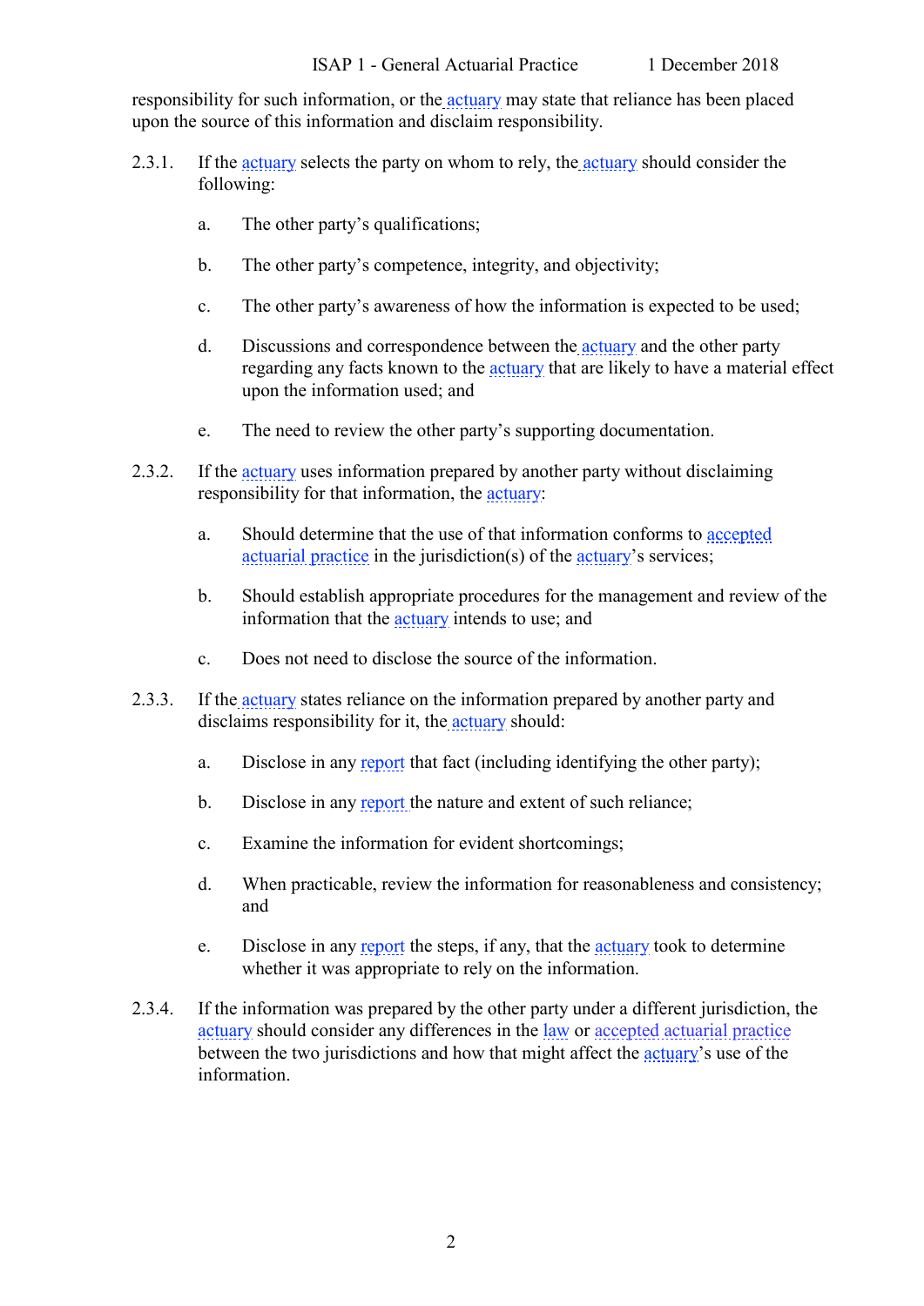responsibility for such information, or the actuary may state that reliance has been placed upon the source of this information and disclaim responsibility.

2.3.1. If the actuary selects the party on whom to rely, the actuary should consider the following:

a. The other party's qualifications;

b. The other party's competence, integrity, and objectivity;

c. The other party's awareness of how the information is expected to be used;

d. Discussions and correspondence between the actuary and the other party regarding any facts known to the actuary that are likely to have a material effect upon the information used; and

e. The need to review the other party's supporting documentation.

2.3.2. If the actuary uses information prepared by another party without disclaiming responsibility for that information, the actuary:

a. Should determine that the use of that information conforms to accepted actuarial practice in the jurisdiction(s) of the actuary's services;

b. Should establish appropriate procedures for the management and review of the information that the actuary intends to use; and

c. Does not need to disclose the source of the information.

2.3.3. If the actuary states reliance on the information prepared by another party and disclaims responsibility for it, the actuary should:

a. Disclose in any report that fact (including identifying the other party);

b. Disclose in any report the nature and extent of such reliance;

c. Examine the information for evident shortcomings;

d. When practicable, review the information for reasonableness and consistency; and

e. Disclose in any report the steps, if any, that the actuary took to determine whether it was appropriate to rely on the information.

2.3.4. If the information was prepared by the other party under a different jurisdiction, the actuary should consider any differences in the law or accepted actuarial practice between the two jurisdictions and how that might affect the actuary's use of the information.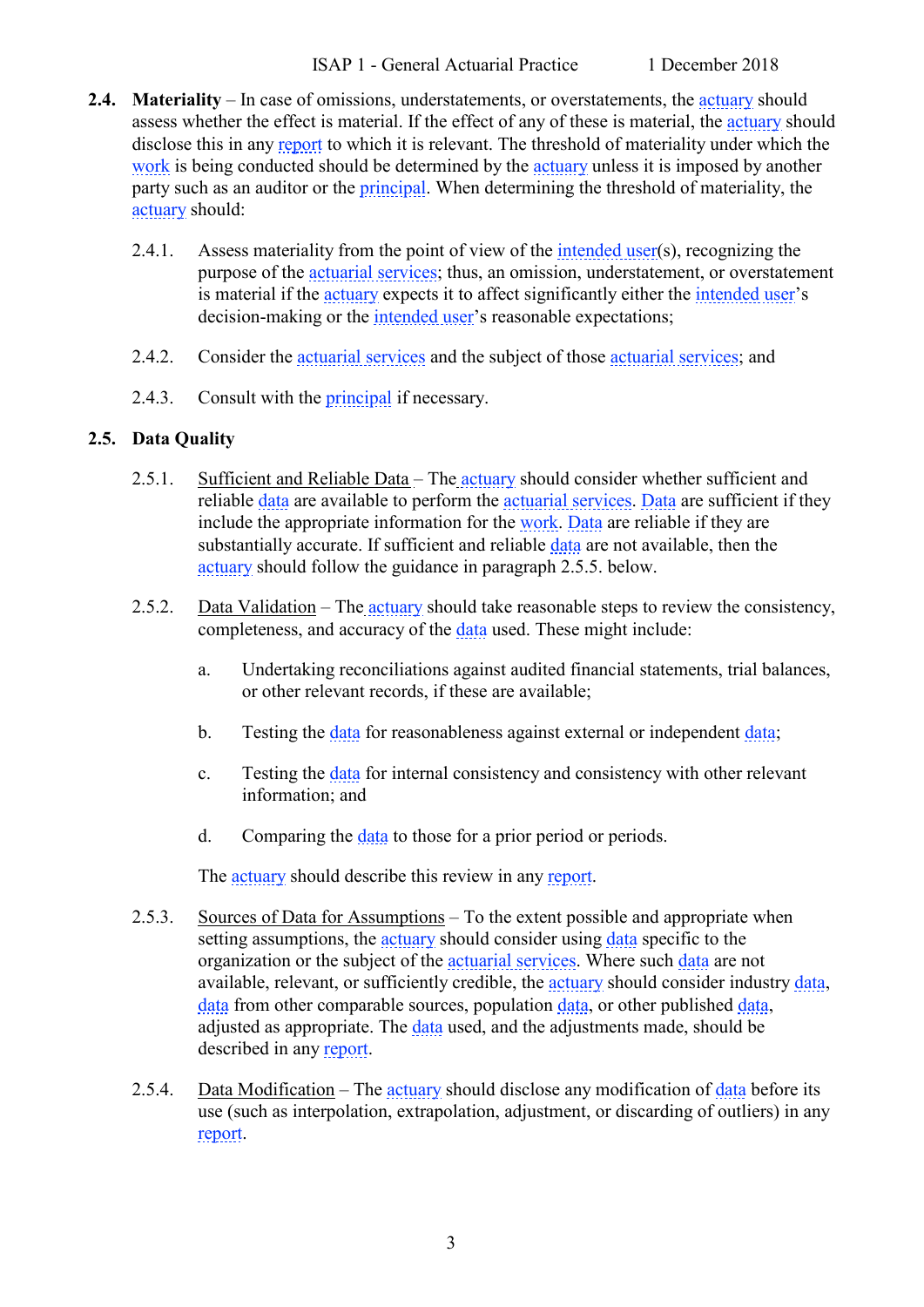**2.4. Materiality** – In case of omissions, understatements, or overstatements, the actuary should assess whether the effect is material. If the effect of any of these is material, the actuary should disclose this in any report to which it is relevant. The threshold of materiality under which the work is being conducted should be determined by the actuary unless it is imposed by another party such as an auditor or the principal. When determining the threshold of materiality, the actuary should:

2.4.1. Assess materiality from the point of view of the intended user(s), recognizing the purpose of the actuarial services; thus, an omission, understatement, or overstatement is material if the actuary expects it to affect significantly either the intended user's decision-making or the intended user's reasonable expectations;

2.4.2. Consider the actuarial services and the subject of those actuarial services; and

2.4.3. Consult with the principal if necessary.

**2.5. Data Quality**

2.5.1. Sufficient and Reliable Data – The actuary should consider whether sufficient and reliable data are available to perform the actuarial services. Data are sufficient if they include the appropriate information for the work. Data are reliable if they are substantially accurate. If sufficient and reliable data are not available, then the actuary should follow the guidance in paragraph 2.5.5. below.

2.5.2. Data Validation – The actuary should take reasonable steps to review the consistency, completeness, and accuracy of the data used. These might include:

a. Undertaking reconciliations against audited financial statements, trial balances, or other relevant records, if these are available;

b. Testing the data for reasonableness against external or independent data;

c. Testing the data for internal consistency and consistency with other relevant information; and

d. Comparing the data to those for a prior period or periods.

The actuary should describe this review in any report.

2.5.3. Sources of Data for Assumptions – To the extent possible and appropriate when setting assumptions, the actuary should consider using data specific to the organization or the subject of the actuarial services. Where such data are not available, relevant, or sufficiently credible, the actuary should consider industry data, data from other comparable sources, population data, or other published data, adjusted as appropriate. The data used, and the adjustments made, should be described in any report.

2.5.4. Data Modification – The actuary should disclose any modification of data before its use (such as interpolation, extrapolation, adjustment, or discarding of outliers) in any report.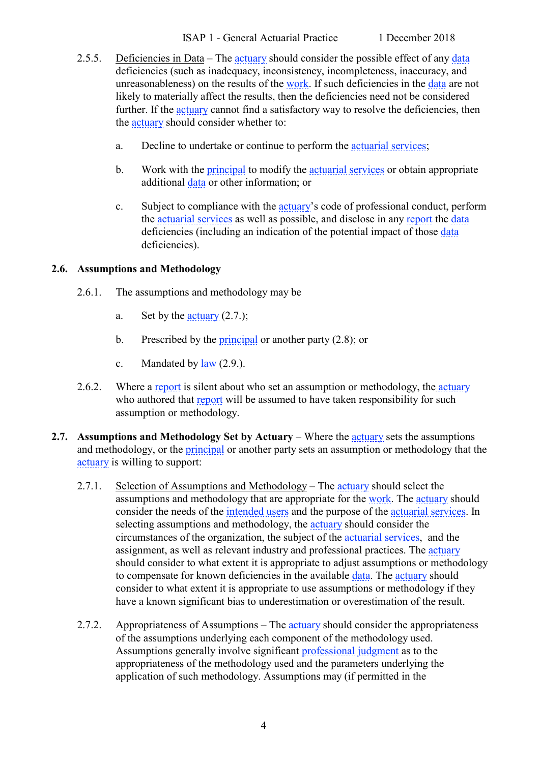2.5.5. Deficiencies in Data – The actuary should consider the possible effect of any data deficiencies (such as inadequacy, inconsistency, incompleteness, inaccuracy, and unreasonableness) on the results of the work. If such deficiencies in the data are not likely to materially affect the results, then the deficiencies need not be considered further. If the actuary cannot find a satisfactory way to resolve the deficiencies, then the actuary should consider whether to:

a. Decline to undertake or continue to perform the actuarial services;

b. Work with the principal to modify the actuarial services or obtain appropriate additional data or other information; or

c. Subject to compliance with the actuary's code of professional conduct, perform the actuarial services as well as possible, and disclose in any report the data deficiencies (including an indication of the potential impact of those data deficiencies).

## 2.6. Assumptions and Methodology

2.6.1. The assumptions and methodology may be

a. Set by the actuary (2.7.);

b. Prescribed by the principal or another party (2.8); or

c. Mandated by law (2.9.).

2.6.2. Where a report is silent about who set an assumption or methodology, the actuary who authored that report will be assumed to have taken responsibility for such assumption or methodology.

**2.7. Assumptions and Methodology Set by Actuary** – Where the actuary sets the assumptions and methodology, or the principal or another party sets an assumption or methodology that the actuary is willing to support:

2.7.1. Selection of Assumptions and Methodology – The actuary should select the assumptions and methodology that are appropriate for the work. The actuary should consider the needs of the intended users and the purpose of the actuarial services. In selecting assumptions and methodology, the actuary should consider the circumstances of the organization, the subject of the actuarial services, and the assignment, as well as relevant industry and professional practices. The actuary should consider to what extent it is appropriate to adjust assumptions or methodology to compensate for known deficiencies in the available data. The actuary should consider to what extent it is appropriate to use assumptions or methodology if they have a known significant bias to underestimation or overestimation of the result.

2.7.2. Appropriateness of Assumptions – The actuary should consider the appropriateness of the assumptions underlying each component of the methodology used. Assumptions generally involve significant professional judgment as to the appropriateness of the methodology used and the parameters underlying the application of such methodology. Assumptions may (if permitted in the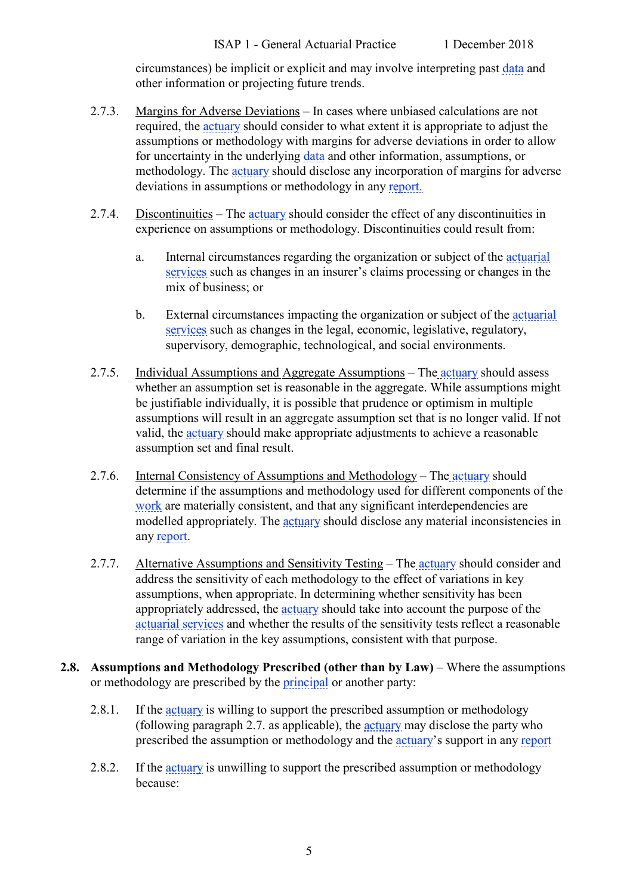circumstances) be implicit or explicit and may involve interpreting past data and other information or projecting future trends.

2.7.3. Margins for Adverse Deviations – In cases where unbiased calculations are not required, the actuary should consider to what extent it is appropriate to adjust the assumptions or methodology with margins for adverse deviations in order to allow for uncertainty in the underlying data and other information, assumptions, or methodology. The actuary should disclose any incorporation of margins for adverse deviations in assumptions or methodology in any report.

2.7.4. Discontinuities – The actuary should consider the effect of any discontinuities in experience on assumptions or methodology. Discontinuities could result from:

a. Internal circumstances regarding the organization or subject of the actuarial services such as changes in an insurer's claims processing or changes in the mix of business; or

b. External circumstances impacting the organization or subject of the actuarial services such as changes in the legal, economic, legislative, regulatory, supervisory, demographic, technological, and social environments.

2.7.5. Individual Assumptions and Aggregate Assumptions – The actuary should assess whether an assumption set is reasonable in the aggregate. While assumptions might be justifiable individually, it is possible that prudence or optimism in multiple assumptions will result in an aggregate assumption set that is no longer valid. If not valid, the actuary should make appropriate adjustments to achieve a reasonable assumption set and final result.

2.7.6. Internal Consistency of Assumptions and Methodology – The actuary should determine if the assumptions and methodology used for different components of the work are materially consistent, and that any significant interdependencies are modelled appropriately. The actuary should disclose any material inconsistencies in any report.

2.7.7. Alternative Assumptions and Sensitivity Testing – The actuary should consider and address the sensitivity of each methodology to the effect of variations in key assumptions, when appropriate. In determining whether sensitivity has been appropriately addressed, the actuary should take into account the purpose of the actuarial services and whether the results of the sensitivity tests reflect a reasonable range of variation in the key assumptions, consistent with that purpose.

**2.8. Assumptions and Methodology Prescribed (other than by Law)** – Where the assumptions or methodology are prescribed by the principal or another party:

2.8.1. If the actuary is willing to support the prescribed assumption or methodology (following paragraph 2.7. as applicable), the actuary may disclose the party who prescribed the assumption or methodology and the actuary's support in any report

2.8.2. If the actuary is unwilling to support the prescribed assumption or methodology because: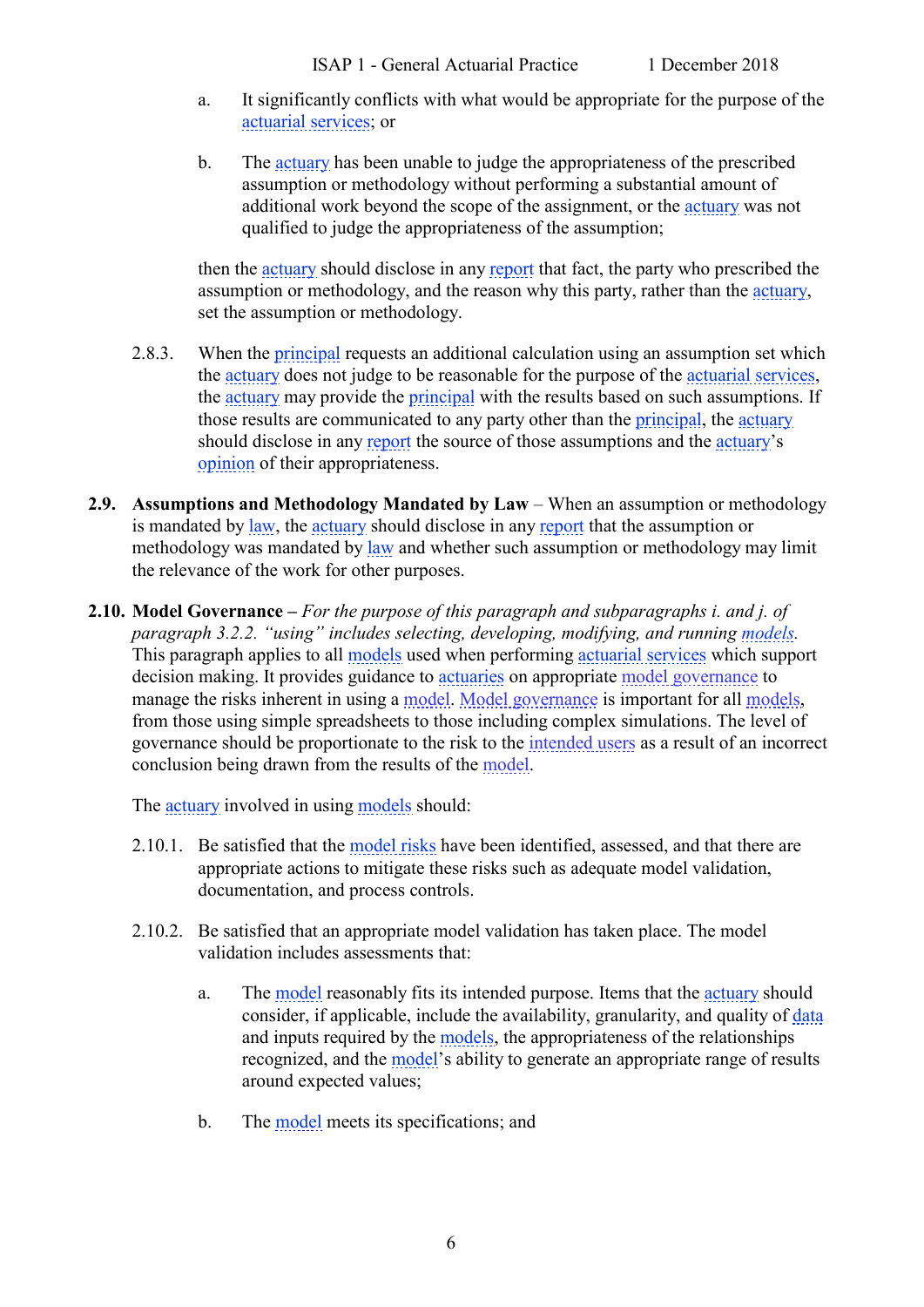a. It significantly conflicts with what would be appropriate for the purpose of the actuarial services; or

b. The actuary has been unable to judge the appropriateness of the prescribed assumption or methodology without performing a substantial amount of additional work beyond the scope of the assignment, or the actuary was not qualified to judge the appropriateness of the assumption;

then the actuary should disclose in any report that fact, the party who prescribed the assumption or methodology, and the reason why this party, rather than the actuary, set the assumption or methodology.

2.8.3. When the principal requests an additional calculation using an assumption set which the actuary does not judge to be reasonable for the purpose of the actuarial services, the actuary may provide the principal with the results based on such assumptions. If those results are communicated to any party other than the principal, the actuary should disclose in any report the source of those assumptions and the actuary's opinion of their appropriateness.

**2.9. Assumptions and Methodology Mandated by Law** – When an assumption or methodology is mandated by law, the actuary should disclose in any report that the assumption or methodology was mandated by law and whether such assumption or methodology may limit the relevance of the work for other purposes.

**2.10. Model Governance –** *For the purpose of this paragraph and subparagraphs i. and j. of paragraph 3.2.2. "using" includes selecting, developing, modifying, and running models.* This paragraph applies to all models used when performing actuarial services which support decision making. It provides guidance to actuaries on appropriate model governance to manage the risks inherent in using a model. Model governance is important for all models, from those using simple spreadsheets to those including complex simulations. The level of governance should be proportionate to the risk to the intended users as a result of an incorrect conclusion being drawn from the results of the model.

The actuary involved in using models should:

2.10.1. Be satisfied that the model risks have been identified, assessed, and that there are appropriate actions to mitigate these risks such as adequate model validation, documentation, and process controls.

2.10.2. Be satisfied that an appropriate model validation has taken place. The model validation includes assessments that:

a. The model reasonably fits its intended purpose. Items that the actuary should consider, if applicable, include the availability, granularity, and quality of data and inputs required by the models, the appropriateness of the relationships recognized, and the model's ability to generate an appropriate range of results around expected values;

b. The model meets its specifications; and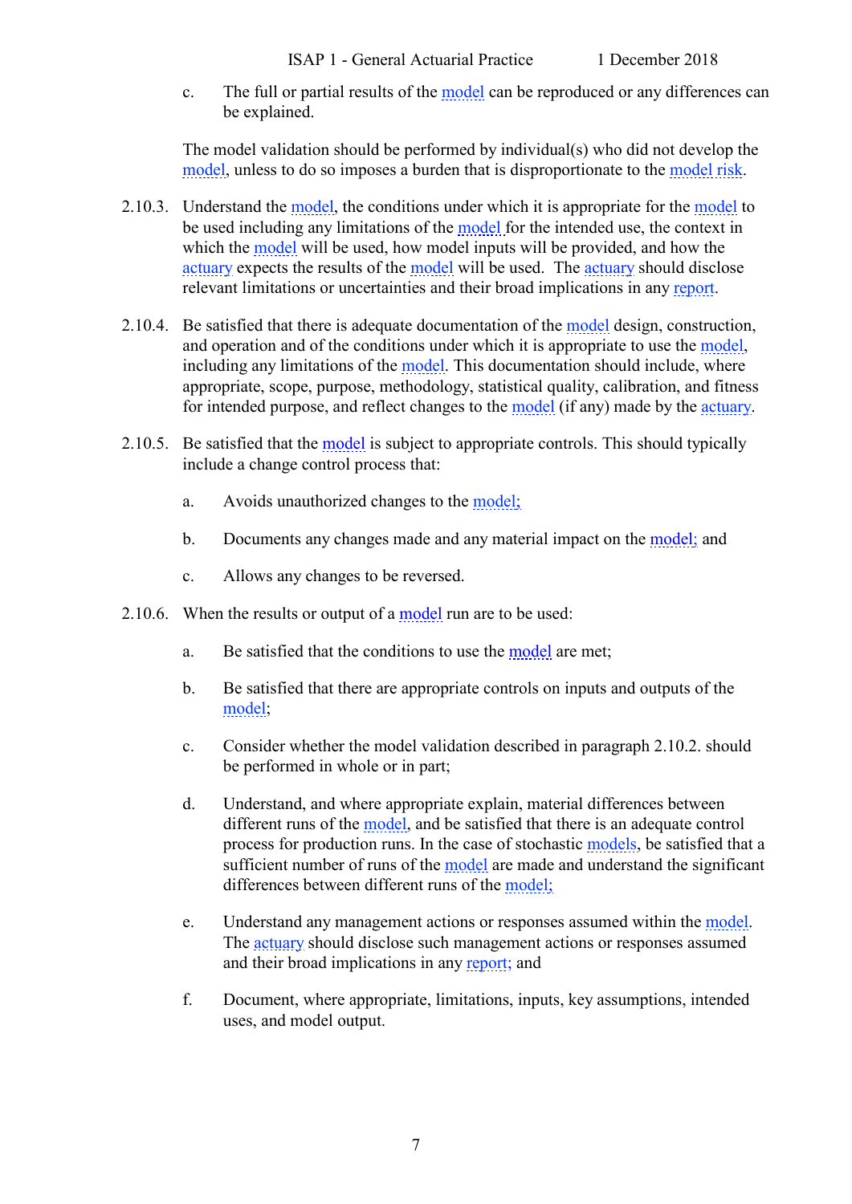c. The full or partial results of the model can be reproduced or any differences can be explained.

The model validation should be performed by individual(s) who did not develop the model, unless to do so imposes a burden that is disproportionate to the model risk.

2.10.3. Understand the model, the conditions under which it is appropriate for the model to be used including any limitations of the model for the intended use, the context in which the model will be used, how model inputs will be provided, and how the actuary expects the results of the model will be used. The actuary should disclose relevant limitations or uncertainties and their broad implications in any report.

2.10.4. Be satisfied that there is adequate documentation of the model design, construction, and operation and of the conditions under which it is appropriate to use the model, including any limitations of the model. This documentation should include, where appropriate, scope, purpose, methodology, statistical quality, calibration, and fitness for intended purpose, and reflect changes to the model (if any) made by the actuary.

2.10.5. Be satisfied that the model is subject to appropriate controls. This should typically include a change control process that:

a. Avoids unauthorized changes to the model;

b. Documents any changes made and any material impact on the model; and

c. Allows any changes to be reversed.

2.10.6. When the results or output of a model run are to be used:

a. Be satisfied that the conditions to use the model are met;

b. Be satisfied that there are appropriate controls on inputs and outputs of the model;

c. Consider whether the model validation described in paragraph 2.10.2. should be performed in whole or in part;

d. Understand, and where appropriate explain, material differences between different runs of the model, and be satisfied that there is an adequate control process for production runs. In the case of stochastic models, be satisfied that a sufficient number of runs of the model are made and understand the significant differences between different runs of the model;

e. Understand any management actions or responses assumed within the model. The actuary should disclose such management actions or responses assumed and their broad implications in any report; and

f. Document, where appropriate, limitations, inputs, key assumptions, intended uses, and model output.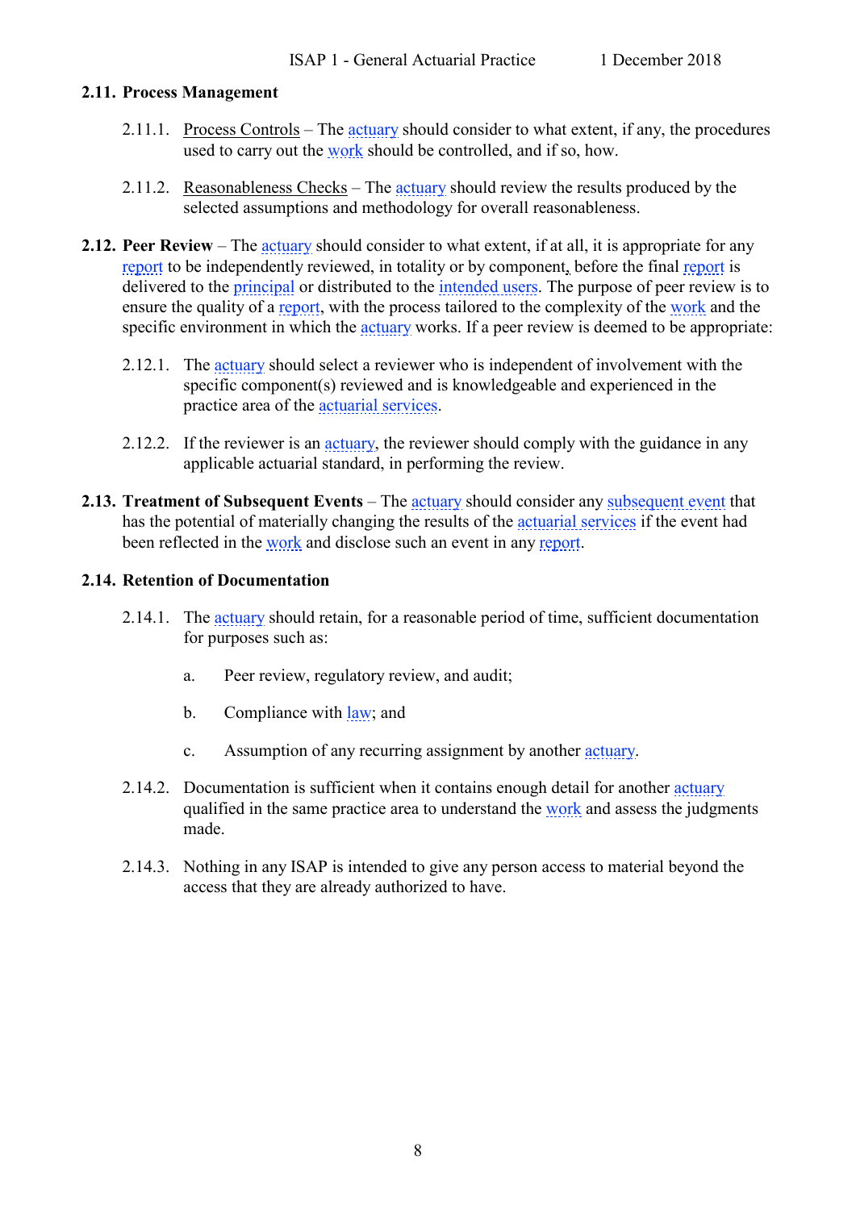### 2.11. Process Management

2.11.1. Process Controls – The actuary should consider to what extent, if any, the procedures used to carry out the work should be controlled, and if so, how.

2.11.2. Reasonableness Checks – The actuary should review the results produced by the selected assumptions and methodology for overall reasonableness.

**2.12. Peer Review** – The actuary should consider to what extent, if at all, it is appropriate for any report to be independently reviewed, in totality or by component, before the final report is delivered to the principal or distributed to the intended users. The purpose of peer review is to ensure the quality of a report, with the process tailored to the complexity of the work and the specific environment in which the actuary works. If a peer review is deemed to be appropriate:

2.12.1. The actuary should select a reviewer who is independent of involvement with the specific component(s) reviewed and is knowledgeable and experienced in the practice area of the actuarial services.

2.12.2. If the reviewer is an actuary, the reviewer should comply with the guidance in any applicable actuarial standard, in performing the review.

**2.13. Treatment of Subsequent Events** – The actuary should consider any subsequent event that has the potential of materially changing the results of the actuarial services if the event had been reflected in the work and disclose such an event in any report.

### 2.14. Retention of Documentation

2.14.1. The actuary should retain, for a reasonable period of time, sufficient documentation for purposes such as:

a. Peer review, regulatory review, and audit;

b. Compliance with law; and

c. Assumption of any recurring assignment by another actuary.

2.14.2. Documentation is sufficient when it contains enough detail for another actuary qualified in the same practice area to understand the work and assess the judgments made.

2.14.3. Nothing in any ISAP is intended to give any person access to material beyond the access that they are already authorized to have.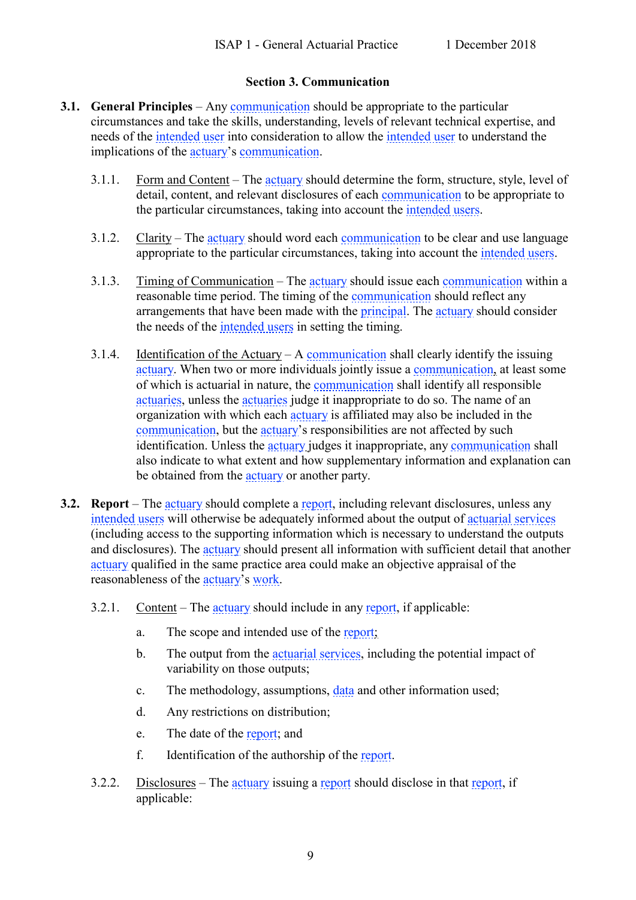## Section 3. Communication

**3.1. General Principles** – Any communication should be appropriate to the particular circumstances and take the skills, understanding, levels of relevant technical expertise, and needs of the intended user into consideration to allow the intended user to understand the implications of the actuary's communication.

3.1.1. Form and Content – The actuary should determine the form, structure, style, level of detail, content, and relevant disclosures of each communication to be appropriate to the particular circumstances, taking into account the intended users.

3.1.2. Clarity – The actuary should word each communication to be clear and use language appropriate to the particular circumstances, taking into account the intended users.

3.1.3. Timing of Communication – The actuary should issue each communication within a reasonable time period. The timing of the communication should reflect any arrangements that have been made with the principal. The actuary should consider the needs of the intended users in setting the timing.

3.1.4. Identification of the Actuary – A communication shall clearly identify the issuing actuary. When two or more individuals jointly issue a communication, at least some of which is actuarial in nature, the communication shall identify all responsible actuaries, unless the actuaries judge it inappropriate to do so. The name of an organization with which each actuary is affiliated may also be included in the communication, but the actuary's responsibilities are not affected by such identification. Unless the actuary judges it inappropriate, any communication shall also indicate to what extent and how supplementary information and explanation can be obtained from the actuary or another party.

**3.2. Report** – The actuary should complete a report, including relevant disclosures, unless any intended users will otherwise be adequately informed about the output of actuarial services (including access to the supporting information which is necessary to understand the outputs and disclosures). The actuary should present all information with sufficient detail that another actuary qualified in the same practice area could make an objective appraisal of the reasonableness of the actuary's work.

3.2.1. Content – The actuary should include in any report, if applicable:

a. The scope and intended use of the report;

b. The output from the actuarial services, including the potential impact of variability on those outputs;

c. The methodology, assumptions, data and other information used;

d. Any restrictions on distribution;

e. The date of the report; and

f. Identification of the authorship of the report.

3.2.2. Disclosures – The actuary issuing a report should disclose in that report, if applicable: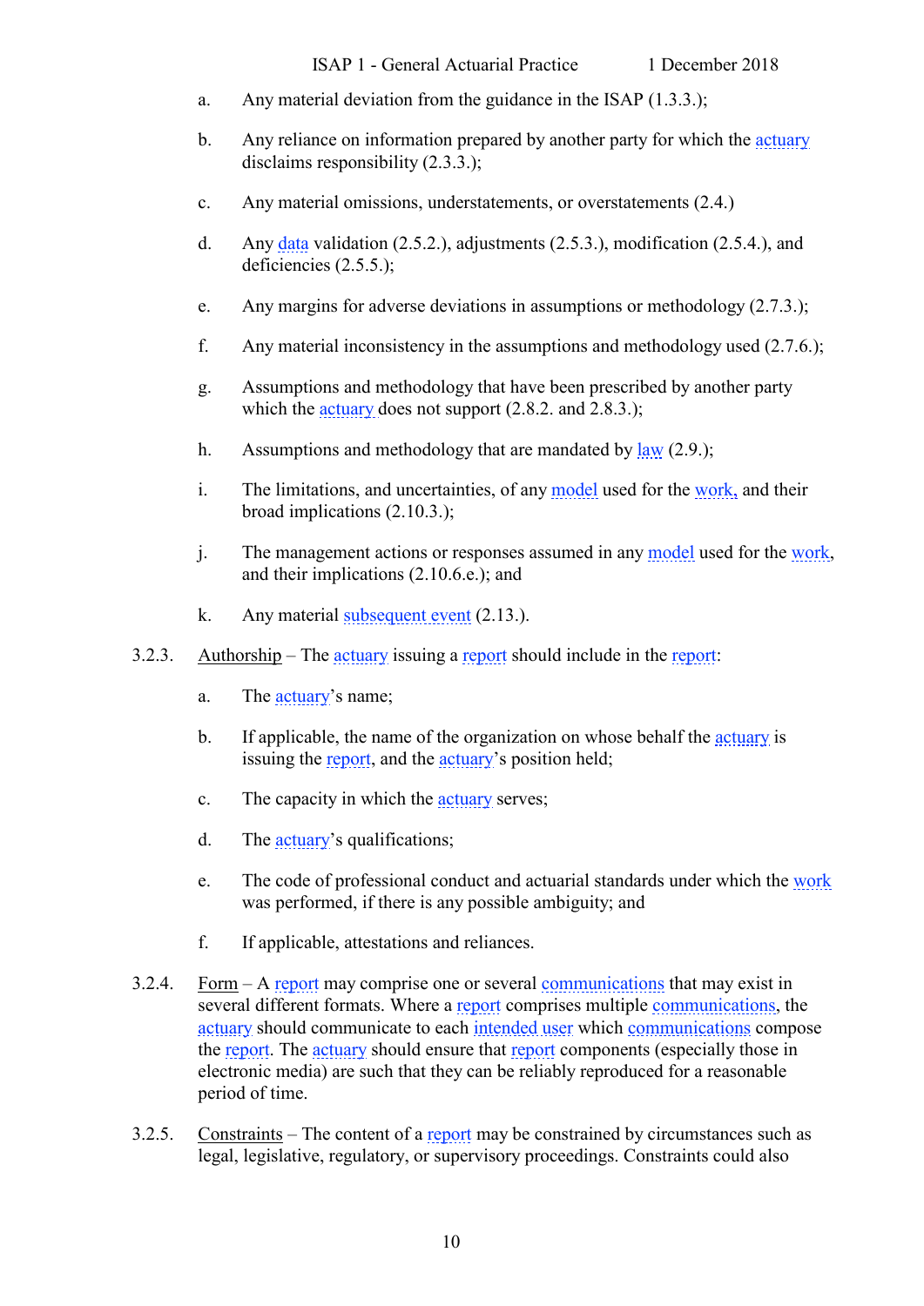a. Any material deviation from the guidance in the ISAP (1.3.3.);

b. Any reliance on information prepared by another party for which the actuary disclaims responsibility (2.3.3.);

c. Any material omissions, understatements, or overstatements (2.4.)

d. Any data validation (2.5.2.), adjustments (2.5.3.), modification (2.5.4.), and deficiencies (2.5.5.);

e. Any margins for adverse deviations in assumptions or methodology (2.7.3.);

f. Any material inconsistency in the assumptions and methodology used (2.7.6.);

g. Assumptions and methodology that have been prescribed by another party which the actuary does not support (2.8.2. and 2.8.3.);

h. Assumptions and methodology that are mandated by law (2.9.);

i. The limitations, and uncertainties, of any model used for the work, and their broad implications (2.10.3.);

j. The management actions or responses assumed in any model used for the work, and their implications (2.10.6.e.); and

k. Any material subsequent event (2.13.).

3.2.3. Authorship – The actuary issuing a report should include in the report:

a. The actuary's name;

b. If applicable, the name of the organization on whose behalf the actuary is issuing the report, and the actuary's position held;

c. The capacity in which the actuary serves;

d. The actuary's qualifications;

e. The code of professional conduct and actuarial standards under which the work was performed, if there is any possible ambiguity; and

f. If applicable, attestations and reliances.

3.2.4. Form – A report may comprise one or several communications that may exist in several different formats. Where a report comprises multiple communications, the actuary should communicate to each intended user which communications compose the report. The actuary should ensure that report components (especially those in electronic media) are such that they can be reliably reproduced for a reasonable period of time.

3.2.5. Constraints – The content of a report may be constrained by circumstances such as legal, legislative, regulatory, or supervisory proceedings. Constraints could also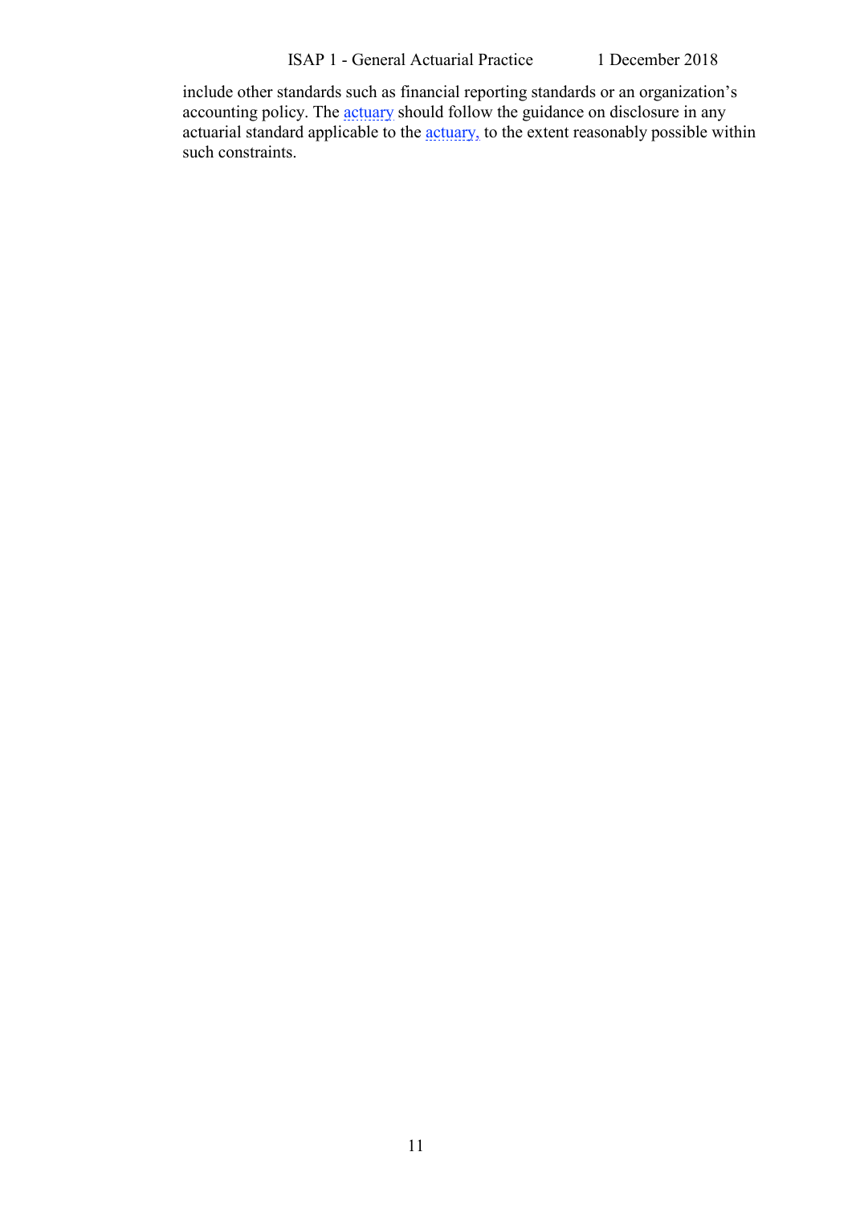include other standards such as financial reporting standards or an organization's accounting policy. The actuary should follow the guidance on disclosure in any actuarial standard applicable to the actuary, to the extent reasonably possible within such constraints.